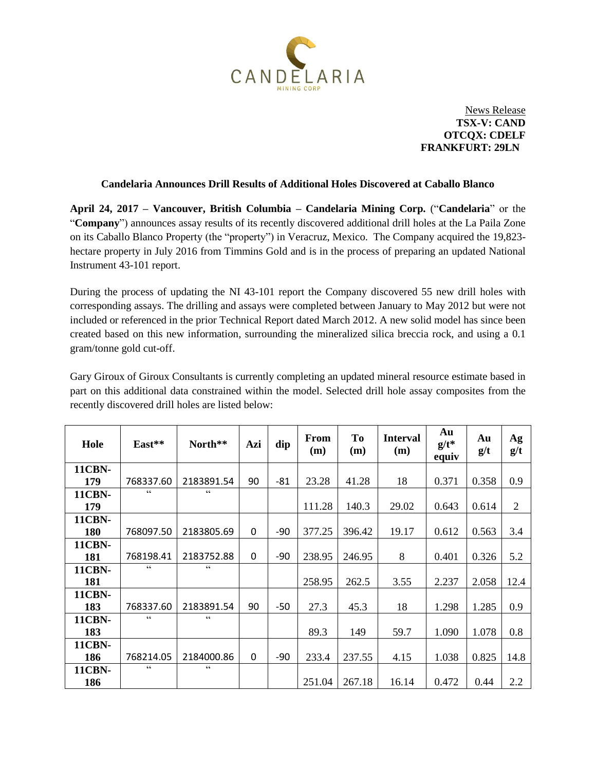CANDELARIA
MINING CORP

News Release
**TSX-V: CAND**
**OTCQX: CDELF**
**FRANKFURT: 29LN**

**Candelaria Announces Drill Results of Additional Holes Discovered at Caballo Blanco**

**April 24, 2017 – Vancouver, British Columbia – Candelaria Mining Corp.** ("**Candelaria**" or the "**Company**") announces assay results of its recently discovered additional drill holes at the La Paila Zone on its Caballo Blanco Property (the "property") in Veracruz, Mexico. The Company acquired the 19,823-hectare property in July 2016 from Timmins Gold and is in the process of preparing an updated National Instrument 43-101 report.

During the process of updating the NI 43-101 report the Company discovered 55 new drill holes with corresponding assays. The drilling and assays were completed between January to May 2012 but were not included or referenced in the prior Technical Report dated March 2012. A new solid model has since been created based on this new information, surrounding the mineralized silica breccia rock, and using a 0.1 gram/tonne gold cut-off.

Gary Giroux of Giroux Consultants is currently completing an updated mineral resource estimate based in part on this additional data constrained within the model. Selected drill hole assay composites from the recently discovered drill holes are listed below:

| Hole | East** | North** | Azi | dip | From (m) | To (m) | Interval (m) | Au g/t* equiv | Au g/t | Ag g/t |
|---|---|---|---|---|---|---|---|---|---|---|
| 11CBN-179 | 768337.60 | 2183891.54 | 90 | -81 | 23.28 | 41.28 | 18 | 0.371 | 0.358 | 0.9 |
| 11CBN-179 | " | " | | | 111.28 | 140.3 | 29.02 | 0.643 | 0.614 | 2 |
| 11CBN-180 | 768097.50 | 2183805.69 | 0 | -90 | 377.25 | 396.42 | 19.17 | 0.612 | 0.563 | 3.4 |
| 11CBN-181 | 768198.41 | 2183752.88 | 0 | -90 | 238.95 | 246.95 | 8 | 0.401 | 0.326 | 5.2 |
| 11CBN-181 | " | " | | | 258.95 | 262.5 | 3.55 | 2.237 | 2.058 | 12.4 |
| 11CBN-183 | 768337.60 | 2183891.54 | 90 | -50 | 27.3 | 45.3 | 18 | 1.298 | 1.285 | 0.9 |
| 11CBN-183 | " | " | | | 89.3 | 149 | 59.7 | 1.090 | 1.078 | 0.8 |
| 11CBN-186 | 768214.05 | 2184000.86 | 0 | -90 | 233.4 | 237.55 | 4.15 | 1.038 | 0.825 | 14.8 |
| 11CBN-186 | " | " | | | 251.04 | 267.18 | 16.14 | 0.472 | 0.44 | 2.2 |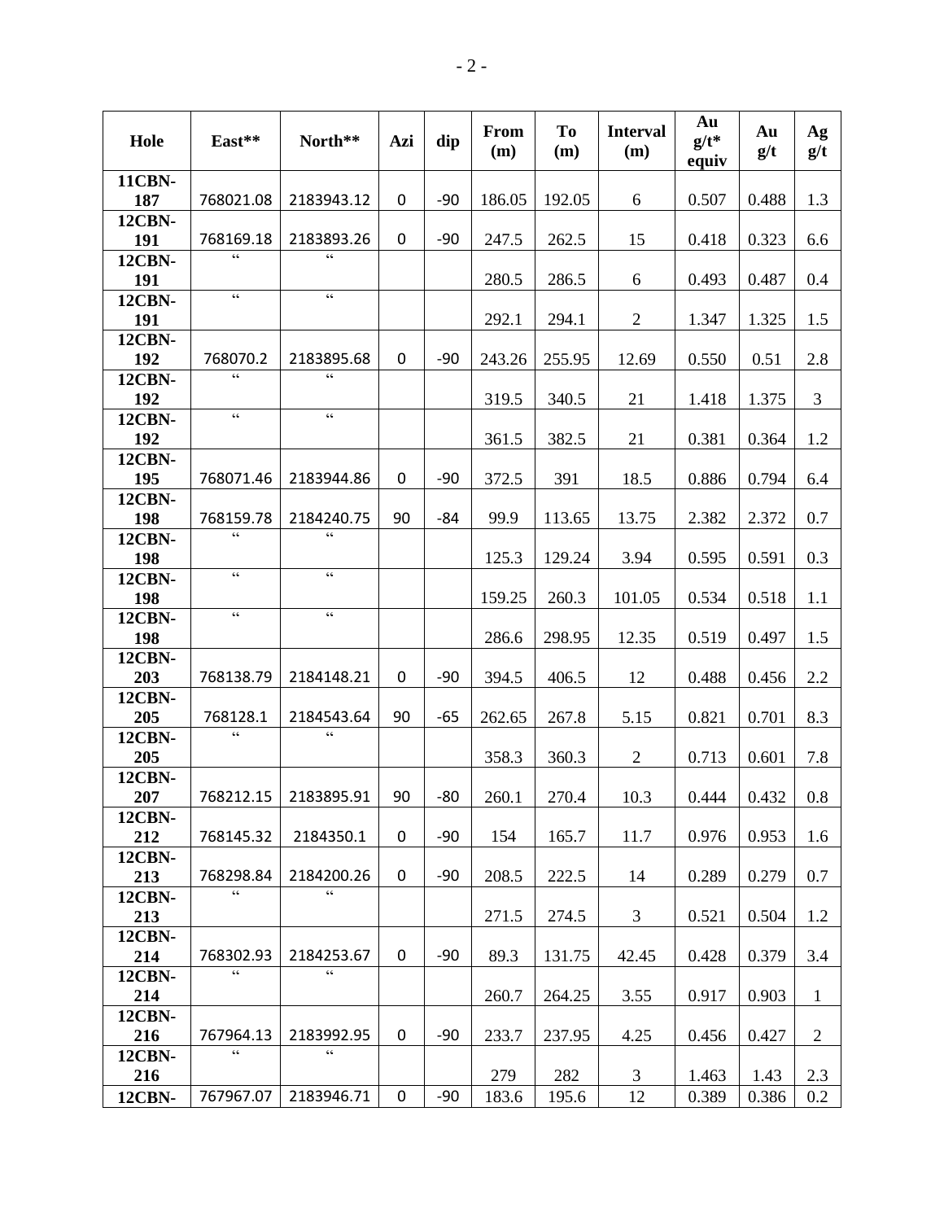| Hole | East** | North** | Azi | dip | From (m) | To (m) | Interval (m) | Au g/t* equiv | Au g/t | Ag g/t |
|---|---|---|---|---|---|---|---|---|---|---|
| 11CBN-187 | 768021.08 | 2183943.12 | 0 | -90 | 186.05 | 192.05 | 6 | 0.507 | 0.488 | 1.3 |
| 12CBN-191 | 768169.18 | 2183893.26 | 0 | -90 | 247.5 | 262.5 | 15 | 0.418 | 0.323 | 6.6 |
| 12CBN-191 | " | " | | | 280.5 | 286.5 | 6 | 0.493 | 0.487 | 0.4 |
| 12CBN-191 | " | " | | | 292.1 | 294.1 | 2 | 1.347 | 1.325 | 1.5 |
| 12CBN-192 | 768070.2 | 2183895.68 | 0 | -90 | 243.26 | 255.95 | 12.69 | 0.550 | 0.51 | 2.8 |
| 12CBN-192 | " | " | | | 319.5 | 340.5 | 21 | 1.418 | 1.375 | 3 |
| 12CBN-192 | " | " | | | 361.5 | 382.5 | 21 | 0.381 | 0.364 | 1.2 |
| 12CBN-195 | 768071.46 | 2183944.86 | 0 | -90 | 372.5 | 391 | 18.5 | 0.886 | 0.794 | 6.4 |
| 12CBN-198 | 768159.78 | 2184240.75 | 90 | -84 | 99.9 | 113.65 | 13.75 | 2.382 | 2.372 | 0.7 |
| 12CBN-198 | " | " | | | 125.3 | 129.24 | 3.94 | 0.595 | 0.591 | 0.3 |
| 12CBN-198 | " | " | | | 159.25 | 260.3 | 101.05 | 0.534 | 0.518 | 1.1 |
| 12CBN-198 | " | " | | | 286.6 | 298.95 | 12.35 | 0.519 | 0.497 | 1.5 |
| 12CBN-203 | 768138.79 | 2184148.21 | 0 | -90 | 394.5 | 406.5 | 12 | 0.488 | 0.456 | 2.2 |
| 12CBN-205 | 768128.1 | 2184543.64 | 90 | -65 | 262.65 | 267.8 | 5.15 | 0.821 | 0.701 | 8.3 |
| 12CBN-205 | " | " | | | 358.3 | 360.3 | 2 | 0.713 | 0.601 | 7.8 |
| 12CBN-207 | 768212.15 | 2183895.91 | 90 | -80 | 260.1 | 270.4 | 10.3 | 0.444 | 0.432 | 0.8 |
| 12CBN-212 | 768145.32 | 2184350.1 | 0 | -90 | 154 | 165.7 | 11.7 | 0.976 | 0.953 | 1.6 |
| 12CBN-213 | 768298.84 | 2184200.26 | 0 | -90 | 208.5 | 222.5 | 14 | 0.289 | 0.279 | 0.7 |
| 12CBN-213 | " | " | | | 271.5 | 274.5 | 3 | 0.521 | 0.504 | 1.2 |
| 12CBN-214 | 768302.93 | 2184253.67 | 0 | -90 | 89.3 | 131.75 | 42.45 | 0.428 | 0.379 | 3.4 |
| 12CBN-214 | " | " | | | 260.7 | 264.25 | 3.55 | 0.917 | 0.903 | 1 |
| 12CBN-216 | 767964.13 | 2183992.95 | 0 | -90 | 233.7 | 237.95 | 4.25 | 0.456 | 0.427 | 2 |
| 12CBN-216 | " | " | | | 279 | 282 | 3 | 1.463 | 1.43 | 2.3 |
| 12CBN- | 767967.07 | 2183946.71 | 0 | -90 | 183.6 | 195.6 | 12 | 0.389 | 0.386 | 0.2 |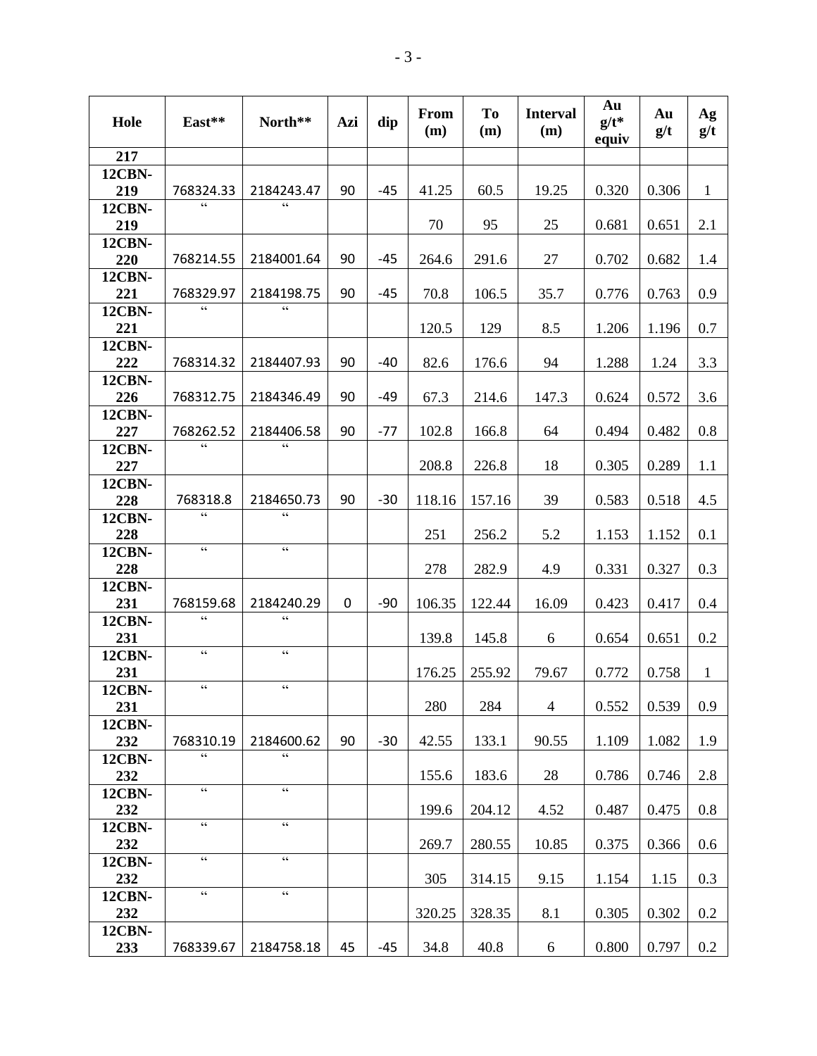| Hole | East** | North** | Azi | dip | From (m) | To (m) | Interval (m) | Au g/t* equiv | Au g/t | Ag g/t |
|---|---|---|---|---|---|---|---|---|---|---|
| 217 | | | | | | | | | | |
| 12CBN-219 | 768324.33 | 2184243.47 | 90 | -45 | 41.25 | 60.5 | 19.25 | 0.320 | 0.306 | 1 |
| 12CBN-219 | " | " | | | 70 | 95 | 25 | 0.681 | 0.651 | 2.1 |
| 12CBN-220 | 768214.55 | 2184001.64 | 90 | -45 | 264.6 | 291.6 | 27 | 0.702 | 0.682 | 1.4 |
| 12CBN-221 | 768329.97 | 2184198.75 | 90 | -45 | 70.8 | 106.5 | 35.7 | 0.776 | 0.763 | 0.9 |
| 12CBN-221 | " | " | | | 120.5 | 129 | 8.5 | 1.206 | 1.196 | 0.7 |
| 12CBN-222 | 768314.32 | 2184407.93 | 90 | -40 | 82.6 | 176.6 | 94 | 1.288 | 1.24 | 3.3 |
| 12CBN-226 | 768312.75 | 2184346.49 | 90 | -49 | 67.3 | 214.6 | 147.3 | 0.624 | 0.572 | 3.6 |
| 12CBN-227 | 768262.52 | 2184406.58 | 90 | -77 | 102.8 | 166.8 | 64 | 0.494 | 0.482 | 0.8 |
| 12CBN-227 | " | " | | | 208.8 | 226.8 | 18 | 0.305 | 0.289 | 1.1 |
| 12CBN-228 | 768318.8 | 2184650.73 | 90 | -30 | 118.16 | 157.16 | 39 | 0.583 | 0.518 | 4.5 |
| 12CBN-228 | " | " | | | 251 | 256.2 | 5.2 | 1.153 | 1.152 | 0.1 |
| 12CBN-228 | " | " | | | 278 | 282.9 | 4.9 | 0.331 | 0.327 | 0.3 |
| 12CBN-231 | 768159.68 | 2184240.29 | 0 | -90 | 106.35 | 122.44 | 16.09 | 0.423 | 0.417 | 0.4 |
| 12CBN-231 | " | " | | | 139.8 | 145.8 | 6 | 0.654 | 0.651 | 0.2 |
| 12CBN-231 | " | " | | | 176.25 | 255.92 | 79.67 | 0.772 | 0.758 | 1 |
| 12CBN-231 | " | " | | | 280 | 284 | 4 | 0.552 | 0.539 | 0.9 |
| 12CBN-232 | 768310.19 | 2184600.62 | 90 | -30 | 42.55 | 133.1 | 90.55 | 1.109 | 1.082 | 1.9 |
| 12CBN-232 | " | " | | | 155.6 | 183.6 | 28 | 0.786 | 0.746 | 2.8 |
| 12CBN-232 | " | " | | | 199.6 | 204.12 | 4.52 | 0.487 | 0.475 | 0.8 |
| 12CBN-232 | " | " | | | 269.7 | 280.55 | 10.85 | 0.375 | 0.366 | 0.6 |
| 12CBN-232 | " | " | | | 305 | 314.15 | 9.15 | 1.154 | 1.15 | 0.3 |
| 12CBN-232 | " | " | | | 320.25 | 328.35 | 8.1 | 0.305 | 0.302 | 0.2 |
| 12CBN-233 | 768339.67 | 2184758.18 | 45 | -45 | 34.8 | 40.8 | 6 | 0.800 | 0.797 | 0.2 |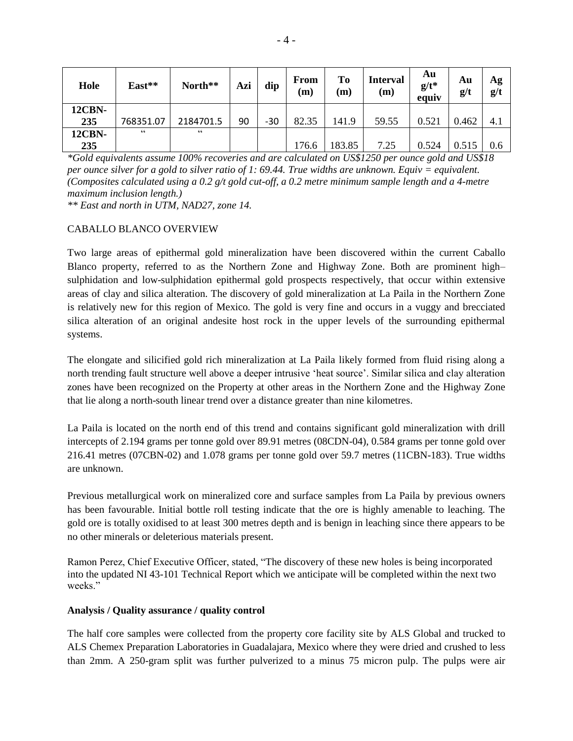| Hole | East** | North** | Azi | dip | From (m) | To (m) | Interval (m) | Au g/t* equiv | Au g/t | Ag g/t |
|---|---|---|---|---|---|---|---|---|---|---|
| **12CBN-235** | 768351.07 | 2184701.5 | 90 | -30 | 82.35 | 141.9 | 59.55 | 0.521 | 0.462 | 4.1 |
| **12CBN-235** | " | " | | | 176.6 | 183.85 | 7.25 | 0.524 | 0.515 | 0.6 |

*\*Gold equivalents assume 100% recoveries and are calculated on US$1250 per ounce gold and US$18 per ounce silver for a gold to silver ratio of 1: 69.44. True widths are unknown. Equiv = equivalent. (Composites calculated using a 0.2 g/t gold cut-off, a 0.2 metre minimum sample length and a 4-metre maximum inclusion length.)*

*\*\* East and north in UTM, NAD27, zone 14.*

CABALLO BLANCO OVERVIEW

Two large areas of epithermal gold mineralization have been discovered within the current Caballo Blanco property, referred to as the Northern Zone and Highway Zone. Both are prominent high–sulphidation and low-sulphidation epithermal gold prospects respectively, that occur within extensive areas of clay and silica alteration. The discovery of gold mineralization at La Paila in the Northern Zone is relatively new for this region of Mexico. The gold is very fine and occurs in a vuggy and brecciated silica alteration of an original andesite host rock in the upper levels of the surrounding epithermal systems.

The elongate and silicified gold rich mineralization at La Paila likely formed from fluid rising along a north trending fault structure well above a deeper intrusive 'heat source'. Similar silica and clay alteration zones have been recognized on the Property at other areas in the Northern Zone and the Highway Zone that lie along a north-south linear trend over a distance greater than nine kilometres.

La Paila is located on the north end of this trend and contains significant gold mineralization with drill intercepts of 2.194 grams per tonne gold over 89.91 metres (08CDN-04), 0.584 grams per tonne gold over 216.41 metres (07CBN-02) and 1.078 grams per tonne gold over 59.7 metres (11CBN-183). True widths are unknown.

Previous metallurgical work on mineralized core and surface samples from La Paila by previous owners has been favourable. Initial bottle roll testing indicate that the ore is highly amenable to leaching. The gold ore is totally oxidised to at least 300 metres depth and is benign in leaching since there appears to be no other minerals or deleterious materials present.

Ramon Perez, Chief Executive Officer, stated, "The discovery of these new holes is being incorporated into the updated NI 43-101 Technical Report which we anticipate will be completed within the next two weeks."

**Analysis / Quality assurance / quality control**

The half core samples were collected from the property core facility site by ALS Global and trucked to ALS Chemex Preparation Laboratories in Guadalajara, Mexico where they were dried and crushed to less than 2mm. A 250-gram split was further pulverized to a minus 75 micron pulp. The pulps were air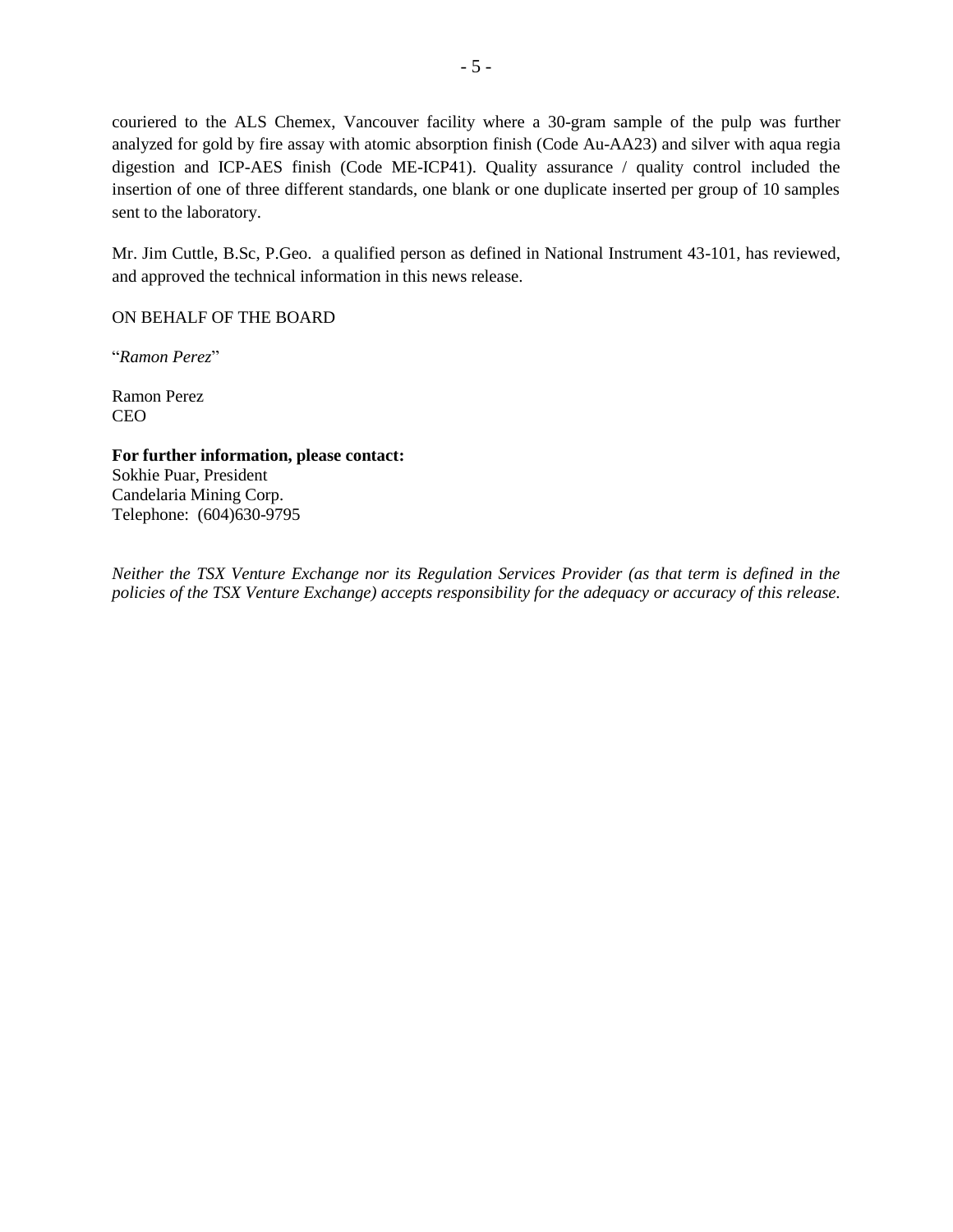couriered to the ALS Chemex, Vancouver facility where a 30-gram sample of the pulp was further analyzed for gold by fire assay with atomic absorption finish (Code Au-AA23) and silver with aqua regia digestion and ICP-AES finish (Code ME-ICP41). Quality assurance / quality control included the insertion of one of three different standards, one blank or one duplicate inserted per group of 10 samples sent to the laboratory.

Mr. Jim Cuttle, B.Sc, P.Geo.  a qualified person as defined in National Instrument 43-101, has reviewed, and approved the technical information in this news release.

ON BEHALF OF THE BOARD

"*Ramon Perez*"

Ramon Perez
CEO

**For further information, please contact:**
Sokhie Puar, President
Candelaria Mining Corp.
Telephone:  (604)630-9795

*Neither the TSX Venture Exchange nor its Regulation Services Provider (as that term is defined in the policies of the TSX Venture Exchange) accepts responsibility for the adequacy or accuracy of this release.*